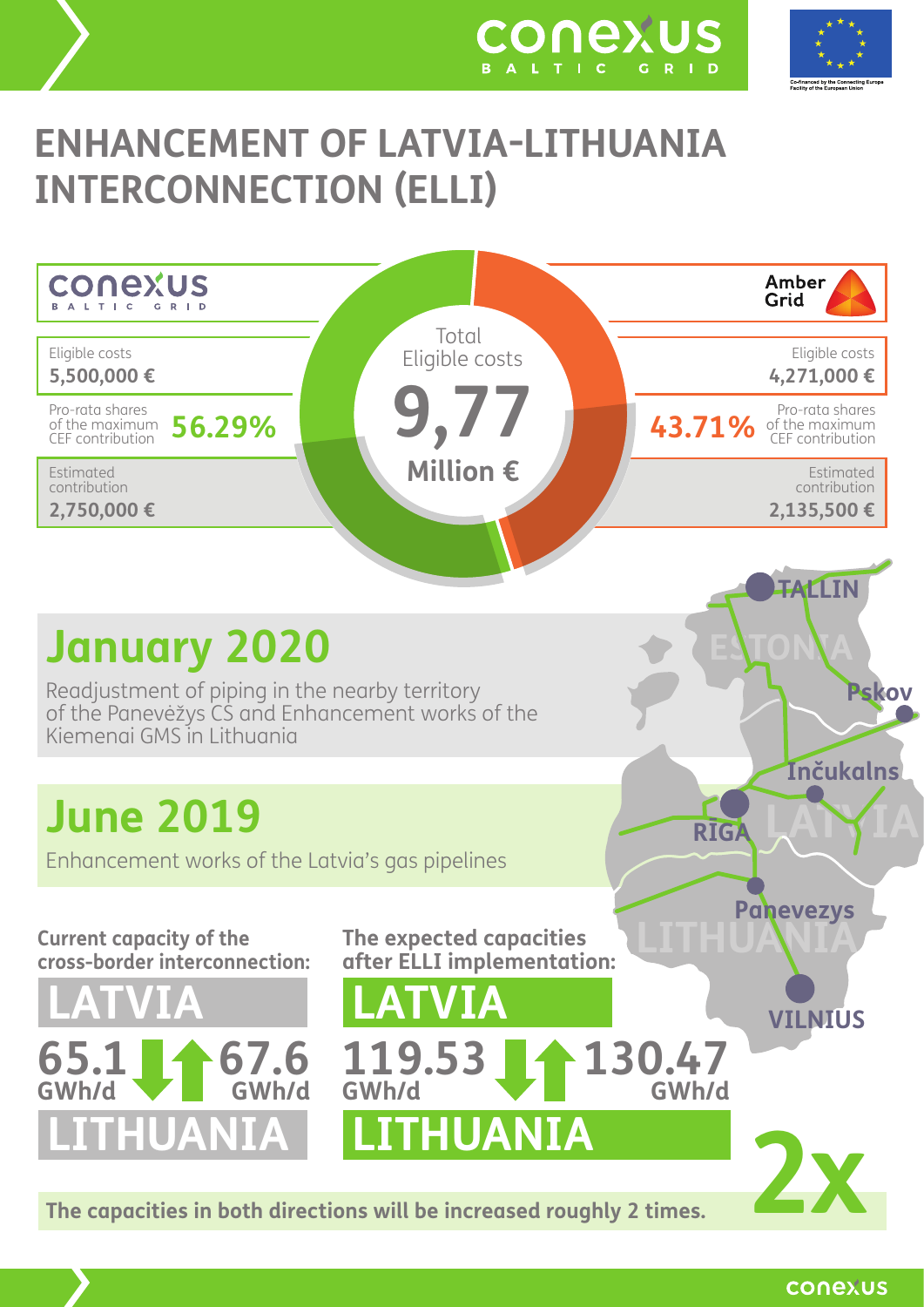# ENHANCEMENT OF LATVIA-LITHUANIA INTERCONNECTION (ELLI)

Co-financed by the Connecting Europe Facility of the European Union

| Conexus Baltic Grid | Total Eligible costs | Amber Grid |
| --- | --- | --- |
| Eligible costs **5,500,000 €** | **9,77 Million €** | Eligible costs **4,271,000 €** |
| Pro-rata shares of the maximum CEF contribution **56.29%** | | Pro-rata shares of the maximum CEF contribution **43.71%** |
| Estimated contribution **2,750,000 €** | | Estimated contribution **2,135,500 €** |

## January 2020

Readjustment of piping in the nearby territory of the Panevėžys CS and Enhancement works of the Kiemenai GMS in Lithuania

## June 2019

Enhancement works of the Latvia's gas pipelines

TALLIN, ESTONIA, Pskov, Inčukalns, RĪGA, LATVIA, Panevezys, LITHUANIA, VILNIUS

**Current capacity of the cross-border interconnection:**

LATVIA

65.1 GWh/d ↓ ↑ 67.6 GWh/d

LITHUANIA

**The expected capacities after ELLI implementation:**

LATVIA

119.53 GWh/d ↓ ↑ 130.47 GWh/d

LITHUANIA

**The capacities in both directions will be increased roughly 2 times.** **2x**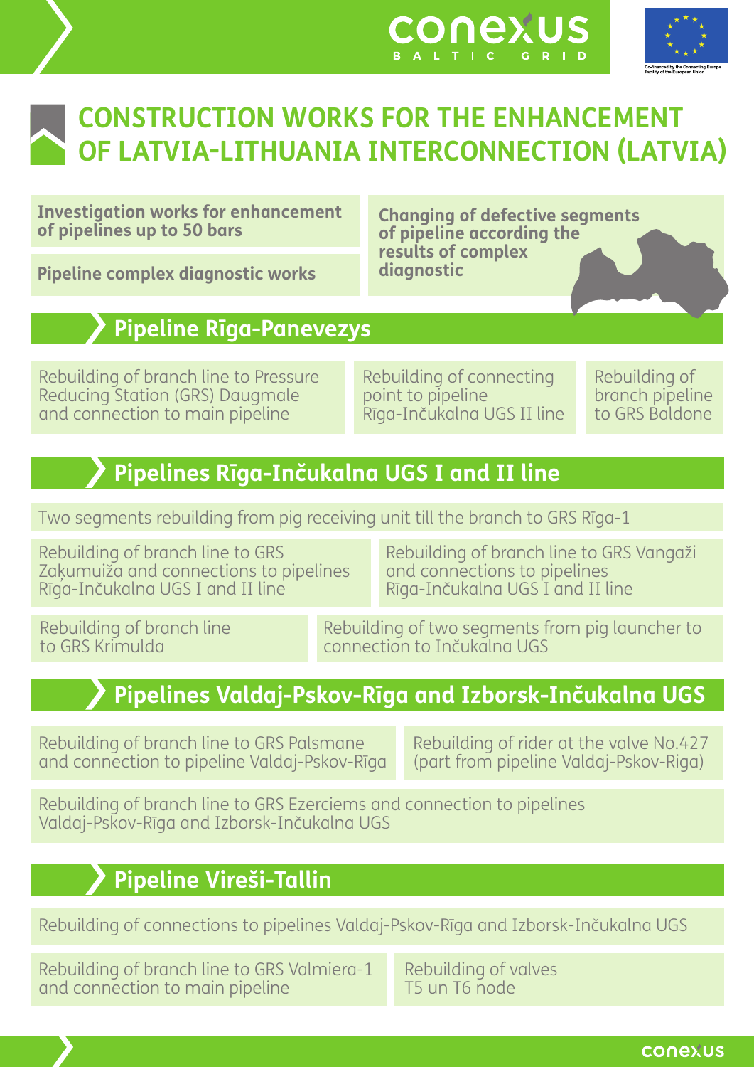# CONSTRUCTION WORKS FOR THE ENHANCEMENT OF LATVIA-LITHUANIA INTERCONNECTION (LATVIA)

**Investigation works for enhancement of pipelines up to 50 bars**

**Pipeline complex diagnostic works**

**Changing of defective segments of pipeline according the results of complex diagnostic**

## Pipeline Rīga-Panevezys

Rebuilding of branch line to Pressure Reducing Station (GRS) Daugmale and connection to main pipeline

Rebuilding of connecting point to pipeline Rīga-Inčukalna UGS II line

Rebuilding of branch pipeline to GRS Baldone

## Pipelines Rīga-Inčukalna UGS I and II line

Two segments rebuilding from pig receiving unit till the branch to GRS Rīga-1

Rebuilding of branch line to GRS Zaķumuiža and connections to pipelines Rīga-Inčukalna UGS I and II line

Rebuilding of branch line to GRS Vangaži and connections to pipelines Rīga-Inčukalna UGS I and II line

Rebuilding of branch line to GRS Krimulda

Rebuilding of two segments from pig launcher to connection to Inčukalna UGS

## Pipelines Valdaj-Pskov-Rīga and Izborsk-Inčukalna UGS

Rebuilding of branch line to GRS Palsmane and connection to pipeline Valdaj-Pskov-Rīga

Rebuilding of rider at the valve No.427 (part from pipeline Valdaj-Pskov-Riga)

Rebuilding of branch line to GRS Ezerciems and connection to pipelines Valdaj-Pskov-Rīga and Izborsk-Inčukalna UGS

## Pipeline Vireši-Tallin

Rebuilding of connections to pipelines Valdaj-Pskov-Rīga and Izborsk-Inčukalna UGS

Rebuilding of branch line to GRS Valmiera-1 and connection to main pipeline

Rebuilding of valves T5 un T6 node